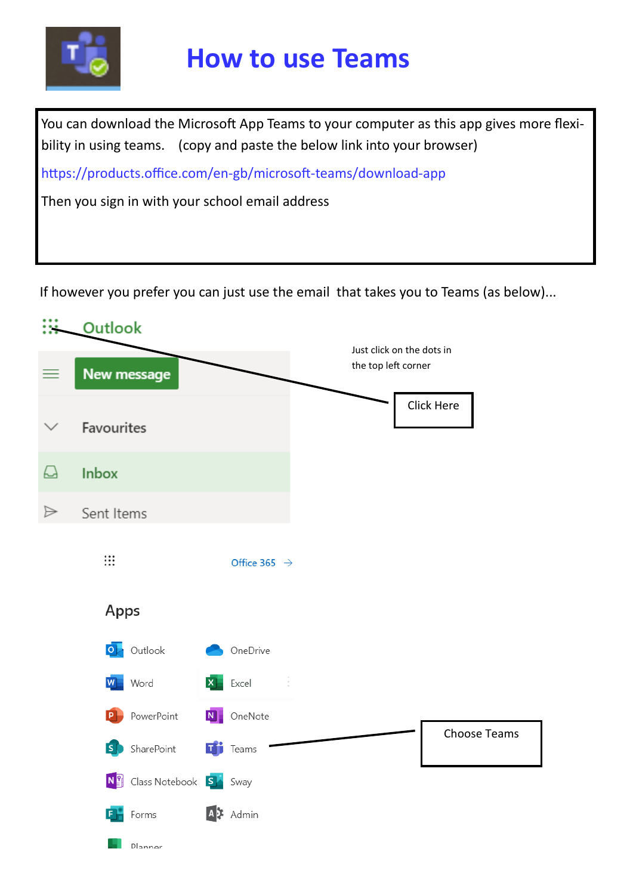# How to use Teams

You can download the Microsoft App Teams to your computer as this app gives more flexibility in using teams. (copy and paste the below link into your browser)

https://products.office.com/en-gb/microsoft-teams/download-app

Then you sign in with your school email address

If however you prefer you can just use the email that takes you to Teams (as below)...

Outlook

New message

Favourites

Inbox

Sent Items

Just click on the dots in the top left corner

Click Here

Office 365 →

Apps

Outlook
OneDrive
Word
Excel
PowerPoint
OneNote
SharePoint
Teams
Class Notebook
Sway
Forms
Admin
Planner

Choose Teams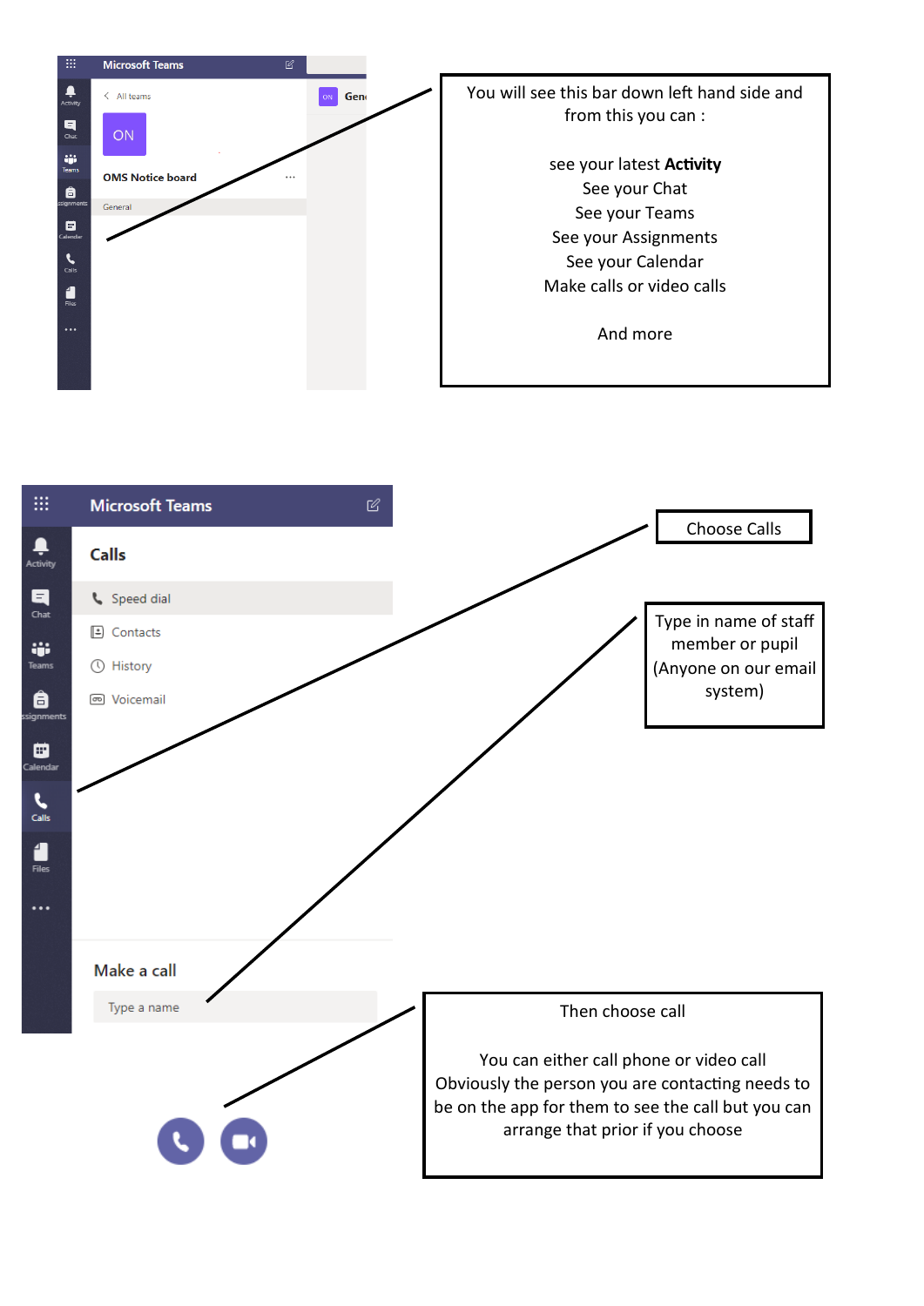You will see this bar down left hand side and from this you can :

see your latest **Activity**
See your Chat
See your Teams
See your Assignments
See your Calendar
Make calls or video calls

And more

Choose Calls

Type in name of staff member or pupil (Anyone on our email system)

Then choose call

You can either call phone or video call
Obviously the person you are contacting needs to be on the app for them to see the call but you can arrange that prior if you choose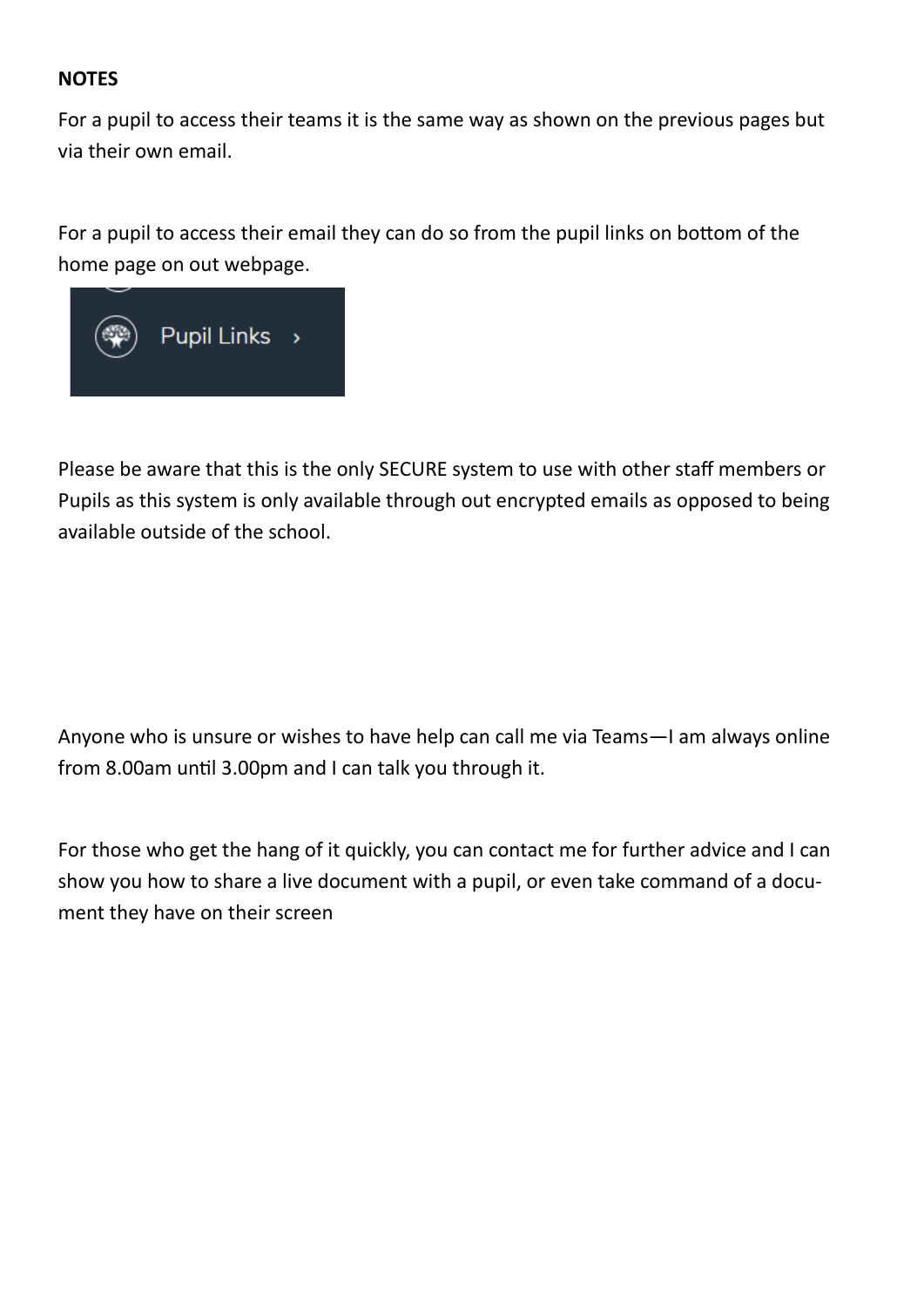**NOTES**

For a pupil to access their teams it is the same way as shown on the previous pages but via their own email.

For a pupil to access their email they can do so from the pupil links on bottom of the home page on out webpage.

Pupil Links ›

Please be aware that this is the only SECURE system to use with other staff members or Pupils as this system is only available through out encrypted emails as opposed to being available outside of the school.

Anyone who is unsure or wishes to have help can call me via Teams—I am always online from 8.00am until 3.00pm and I can talk you through it.

For those who get the hang of it quickly, you can contact me for further advice and I can show you how to share a live document with a pupil, or even take command of a document they have on their screen